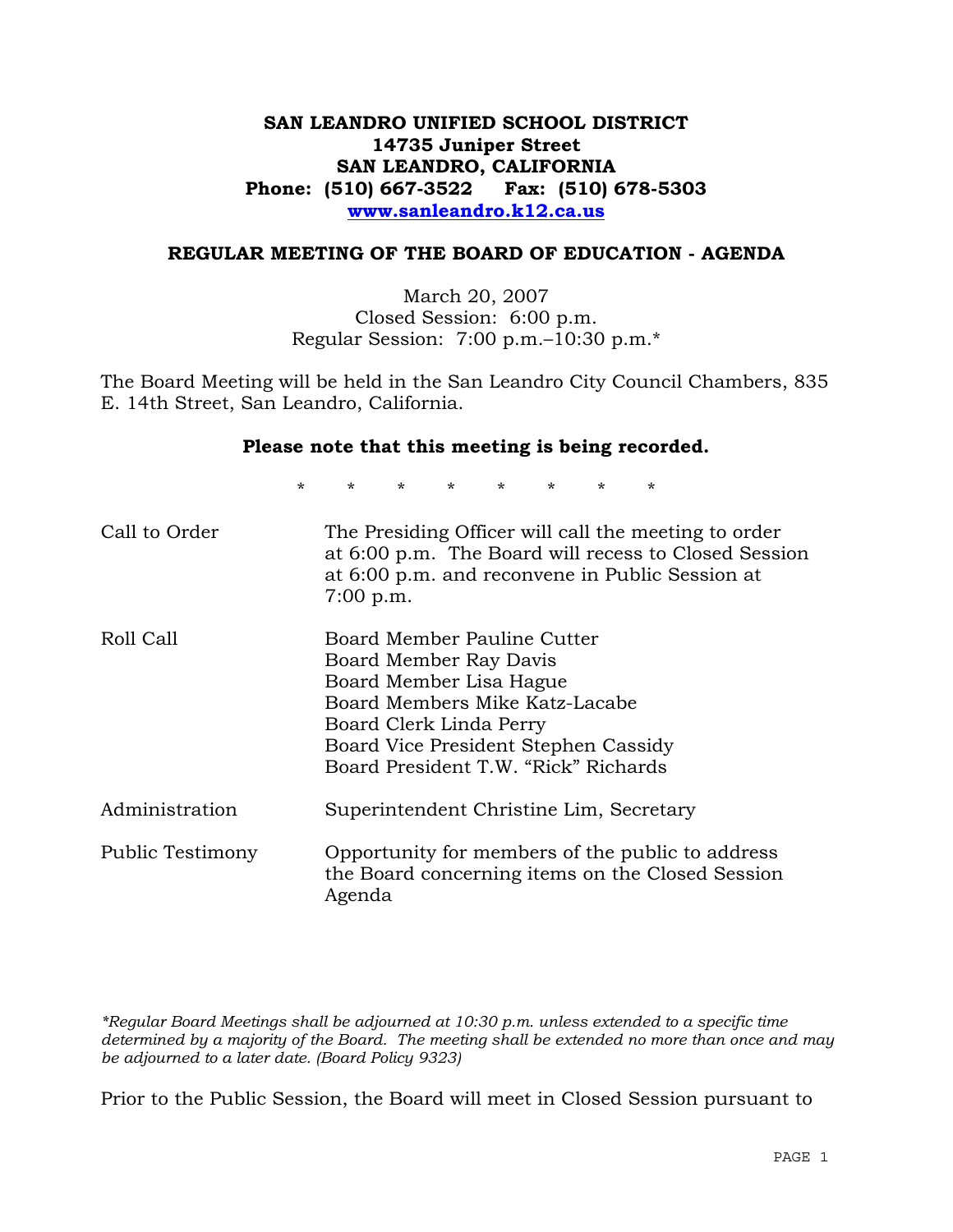# SAN LEANDRO UNIFIED SCHOOL DISTRICT
**14735 Juniper Street**
**SAN LEANDRO, CALIFORNIA**
**Phone: (510) 667-3522 Fax: (510) 678-5303**
**[www.sanleandro.k12.ca.us](http://www.sanleandro.k12.ca.us)**

## REGULAR MEETING OF THE BOARD OF EDUCATION - AGENDA

March 20, 2007
Closed Session: 6:00 p.m.
Regular Session: 7:00 p.m.–10:30 p.m.*

The Board Meeting will be held in the San Leandro City Council Chambers, 835 E. 14th Street, San Leandro, California.

**Please note that this meeting is being recorded.**

\* \* \* \* \* \* \* \*

| | |
|---|---|
| Call to Order | The Presiding Officer will call the meeting to order at 6:00 p.m. The Board will recess to Closed Session at 6:00 p.m. and reconvene in Public Session at 7:00 p.m. |
| Roll Call | Board Member Pauline Cutter<br>Board Member Ray Davis<br>Board Member Lisa Hague<br>Board Members Mike Katz-Lacabe<br>Board Clerk Linda Perry<br>Board Vice President Stephen Cassidy<br>Board President T.W. "Rick" Richards |
| Administration | Superintendent Christine Lim, Secretary |
| Public Testimony | Opportunity for members of the public to address the Board concerning items on the Closed Session Agenda |

*\*Regular Board Meetings shall be adjourned at 10:30 p.m. unless extended to a specific time determined by a majority of the Board. The meeting shall be extended no more than once and may be adjourned to a later date. (Board Policy 9323)*

Prior to the Public Session, the Board will meet in Closed Session pursuant to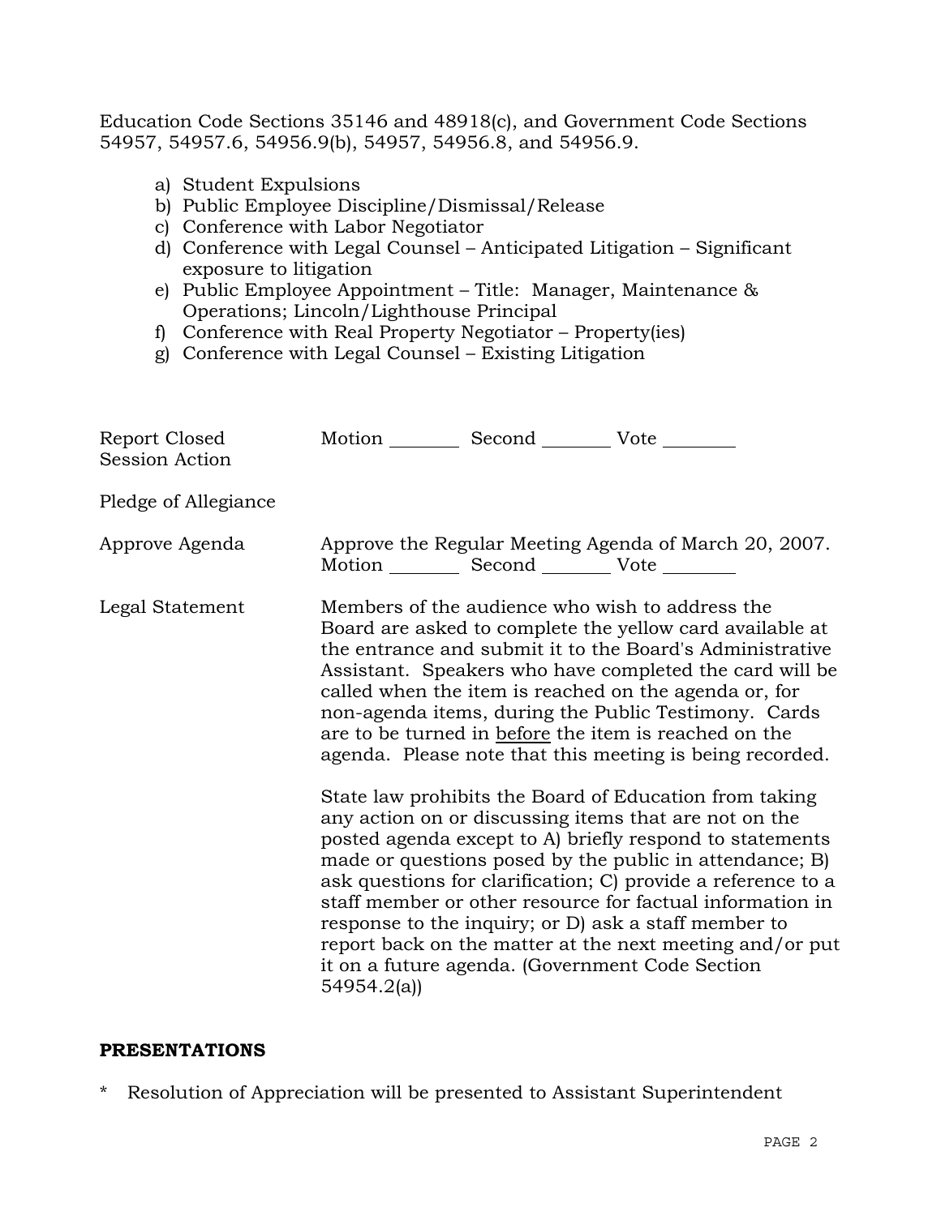Education Code Sections 35146 and 48918(c), and Government Code Sections 54957, 54957.6, 54956.9(b), 54957, 54956.8, and 54956.9.

a) Student Expulsions
b) Public Employee Discipline/Dismissal/Release
c) Conference with Labor Negotiator
d) Conference with Legal Counsel – Anticipated Litigation – Significant exposure to litigation
e) Public Employee Appointment – Title: Manager, Maintenance & Operations; Lincoln/Lighthouse Principal
f) Conference with Real Property Negotiator – Property(ies)
g) Conference with Legal Counsel – Existing Litigation

Report Closed Session Action — Motion ________ Second ________ Vote ________

Pledge of Allegiance

Approve Agenda — Approve the Regular Meeting Agenda of March 20, 2007.
Motion ________ Second ________ Vote ________

Legal Statement — Members of the audience who wish to address the Board are asked to complete the yellow card available at the entrance and submit it to the Board's Administrative Assistant. Speakers who have completed the card will be called when the item is reached on the agenda or, for non-agenda items, during the Public Testimony. Cards are to be turned in before the item is reached on the agenda. Please note that this meeting is being recorded.

State law prohibits the Board of Education from taking any action on or discussing items that are not on the posted agenda except to A) briefly respond to statements made or questions posed by the public in attendance; B) ask questions for clarification; C) provide a reference to a staff member or other resource for factual information in response to the inquiry; or D) ask a staff member to report back on the matter at the next meeting and/or put it on a future agenda. (Government Code Section 54954.2(a))

## PRESENTATIONS

* Resolution of Appreciation will be presented to Assistant Superintendent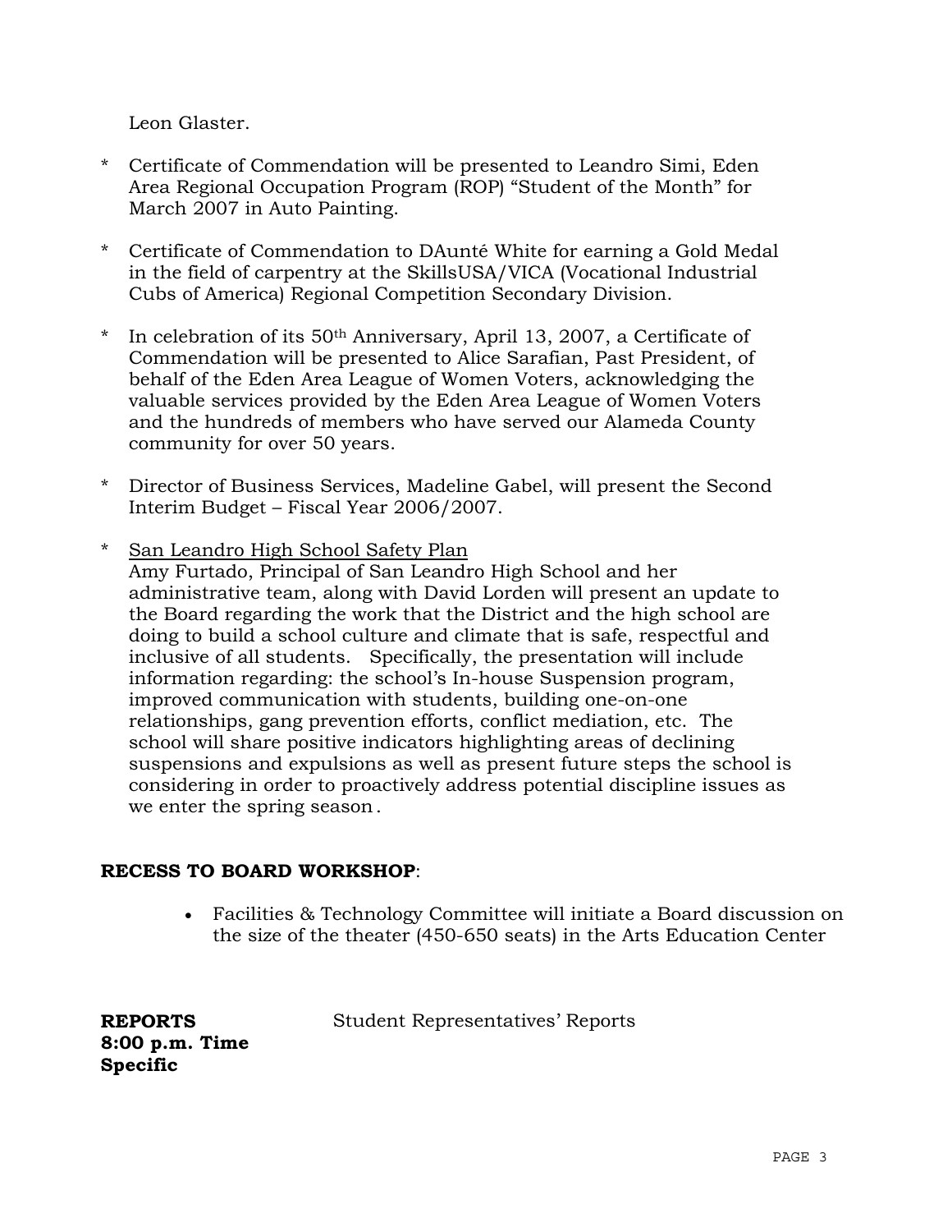Leon Glaster.

* Certificate of Commendation will be presented to Leandro Simi, Eden Area Regional Occupation Program (ROP) "Student of the Month" for March 2007 in Auto Painting.

* Certificate of Commendation to DAunté White for earning a Gold Medal in the field of carpentry at the SkillsUSA/VICA (Vocational Industrial Cubs of America) Regional Competition Secondary Division.

* In celebration of its 50th Anniversary, April 13, 2007, a Certificate of Commendation will be presented to Alice Sarafian, Past President, of behalf of the Eden Area League of Women Voters, acknowledging the valuable services provided by the Eden Area League of Women Voters and the hundreds of members who have served our Alameda County community for over 50 years.

* Director of Business Services, Madeline Gabel, will present the Second Interim Budget – Fiscal Year 2006/2007.

* San Leandro High School Safety Plan
  Amy Furtado, Principal of San Leandro High School and her administrative team, along with David Lorden will present an update to the Board regarding the work that the District and the high school are doing to build a school culture and climate that is safe, respectful and inclusive of all students. Specifically, the presentation will include information regarding: the school's In-house Suspension program, improved communication with students, building one-on-one relationships, gang prevention efforts, conflict mediation, etc. The school will share positive indicators highlighting areas of declining suspensions and expulsions as well as present future steps the school is considering in order to proactively address potential discipline issues as we enter the spring season.

**RECESS TO BOARD WORKSHOP**:

- Facilities & Technology Committee will initiate a Board discussion on the size of the theater (450-650 seats) in the Arts Education Center

**REPORTS**
**8:00 p.m. Time Specific**

Student Representatives' Reports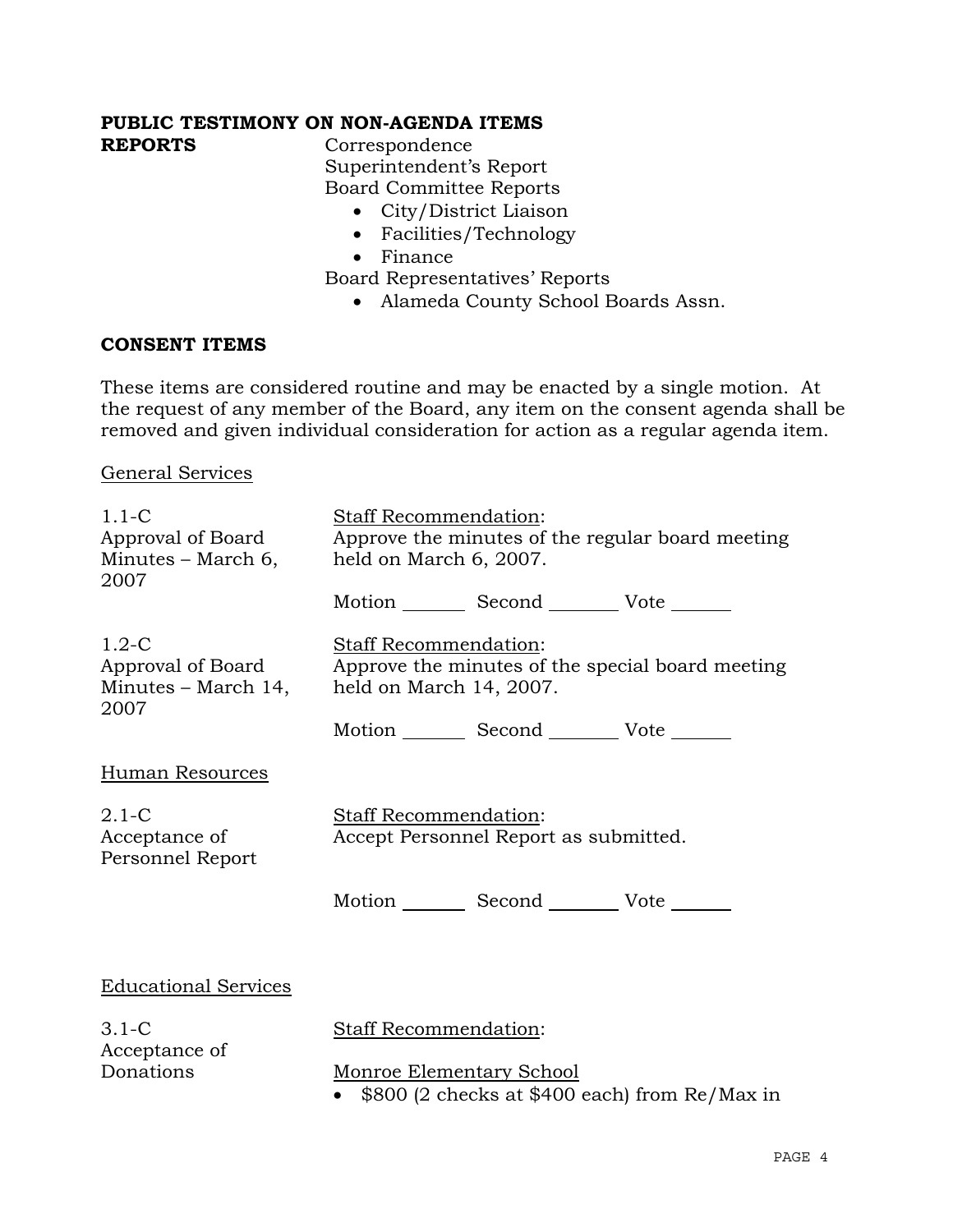**PUBLIC TESTIMONY ON NON-AGENDA ITEMS**

**REPORTS**

Correspondence
Superintendent's Report
Board Committee Reports

- City/District Liaison
- Facilities/Technology
- Finance

Board Representatives' Reports

- Alameda County School Boards Assn.

**CONSENT ITEMS**

These items are considered routine and may be enacted by a single motion. At the request of any member of the Board, any item on the consent agenda shall be removed and given individual consideration for action as a regular agenda item.

General Services

1.1-C
Approval of Board Minutes – March 6, 2007

Staff Recommendation:
Approve the minutes of the regular board meeting held on March 6, 2007.

Motion _______ Second _______ Vote _______

1.2-C
Approval of Board Minutes – March 14, 2007

Staff Recommendation:
Approve the minutes of the special board meeting held on March 14, 2007.

Motion _______ Second _______ Vote _______

Human Resources

2.1-C
Acceptance of Personnel Report

Staff Recommendation:
Accept Personnel Report as submitted.

Motion _______ Second _______ Vote _______

Educational Services

3.1-C
Acceptance of Donations

Staff Recommendation:

Monroe Elementary School

- $800 (2 checks at $400 each) from Re/Max in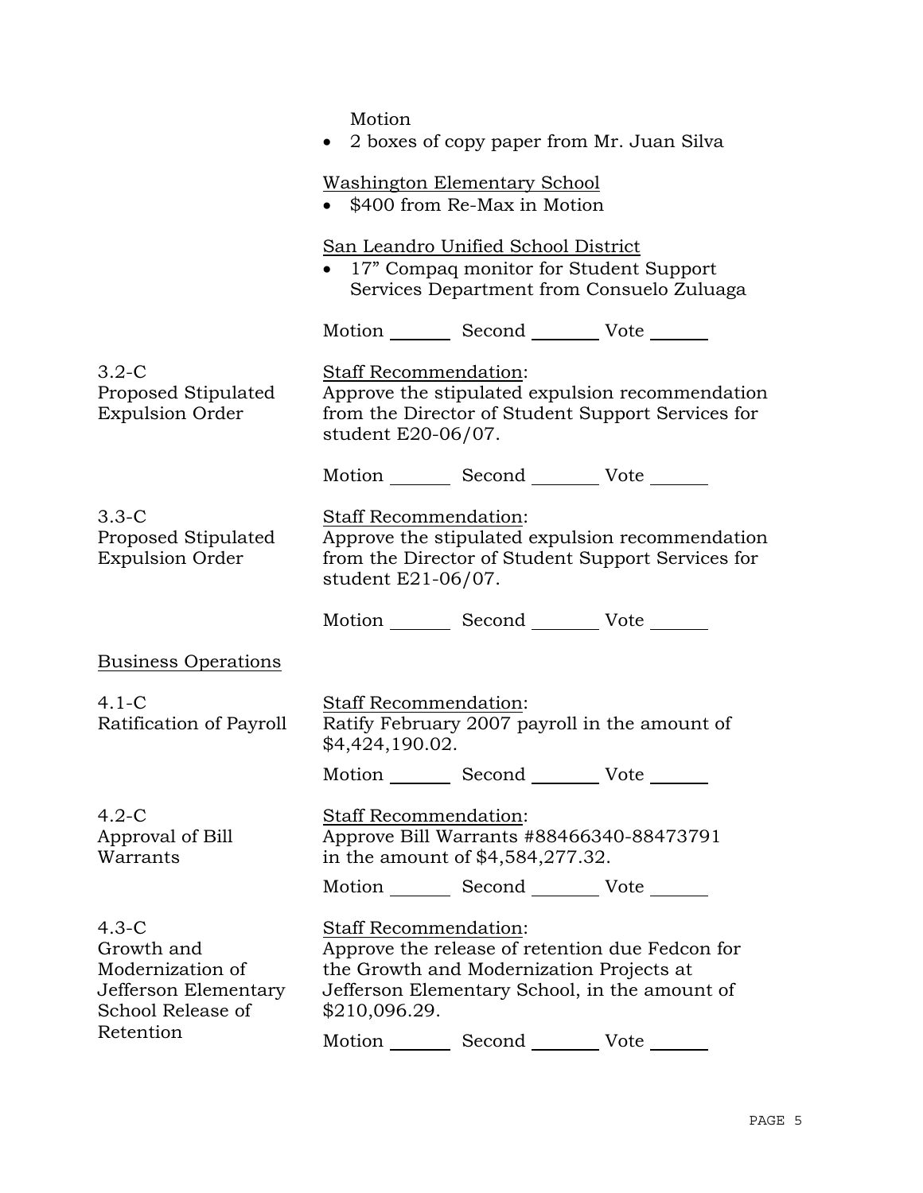Motion

- 2 boxes of copy paper from Mr. Juan Silva

Washington Elementary School

- $400 from Re-Max in Motion

San Leandro Unified School District

- 17" Compaq monitor for Student Support Services Department from Consuelo Zuluaga

Motion _______ Second _______ Vote _______

**3.2-C Proposed Stipulated Expulsion Order**

Staff Recommendation:
Approve the stipulated expulsion recommendation from the Director of Student Support Services for student E20-06/07.

Motion _______ Second _______ Vote _______

**3.3-C Proposed Stipulated Expulsion Order**

Staff Recommendation:
Approve the stipulated expulsion recommendation from the Director of Student Support Services for student E21-06/07.

Motion _______ Second _______ Vote _______

## Business Operations

**4.1-C Ratification of Payroll**

Staff Recommendation:
Ratify February 2007 payroll in the amount of $4,424,190.02.

Motion _______ Second _______ Vote _______

**4.2-C Approval of Bill Warrants**

Staff Recommendation:
Approve Bill Warrants #88466340-88473791 in the amount of $4,584,277.32.

Motion _______ Second _______ Vote _______

**4.3-C Growth and Modernization of Jefferson Elementary School Release of Retention**

Staff Recommendation:
Approve the release of retention due Fedcon for the Growth and Modernization Projects at Jefferson Elementary School, in the amount of $210,096.29.

Motion _______ Second _______ Vote _______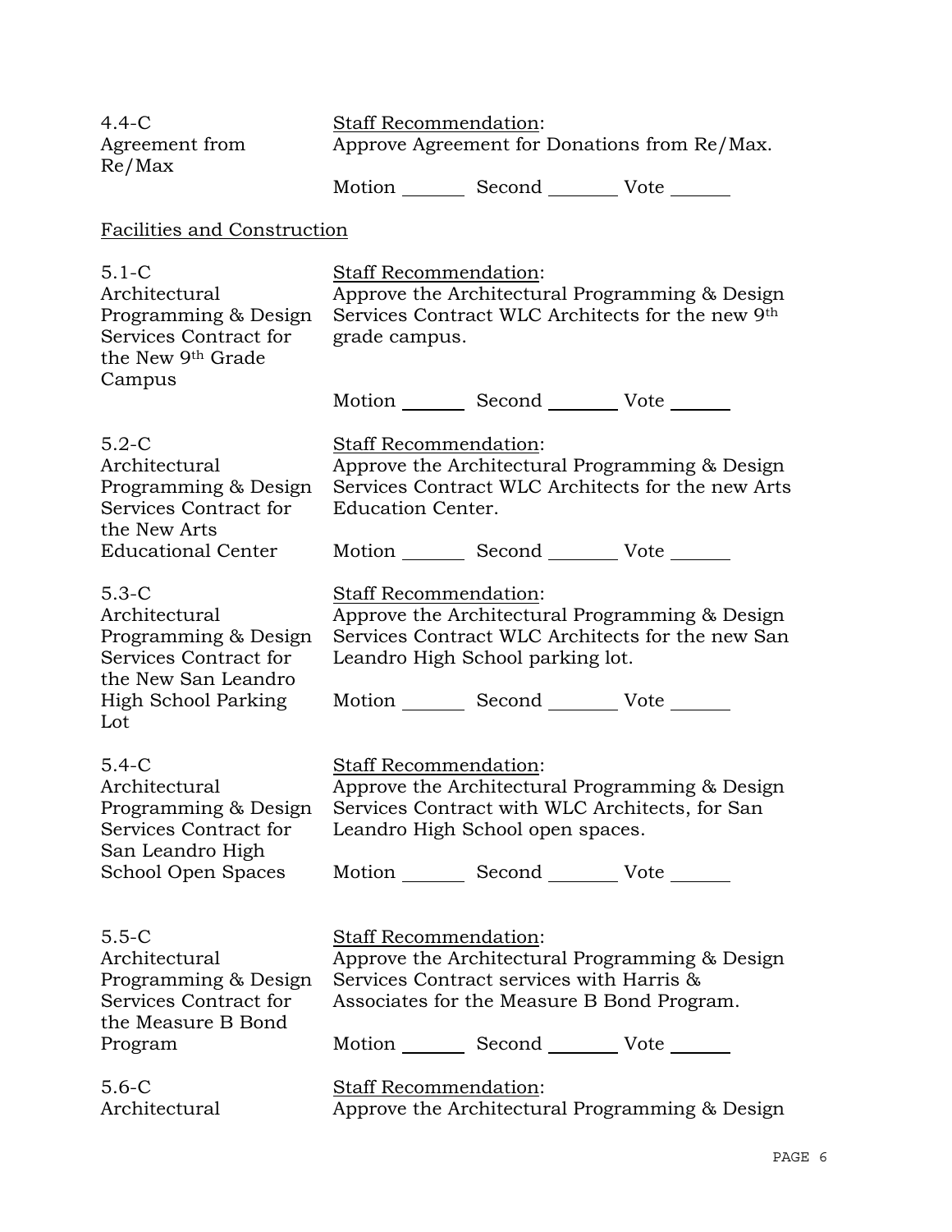| | |
|---|---|
| 4.4-C<br>Agreement from Re/Max | Staff Recommendation:<br>Approve Agreement for Donations from Re/Max.<br><br>Motion _______ Second _______ Vote _______ |

Facilities and Construction

| | |
|---|---|
| 5.1-C<br>Architectural Programming & Design Services Contract for the New 9th Grade Campus | Staff Recommendation:<br>Approve the Architectural Programming & Design Services Contract WLC Architects for the new 9th grade campus.<br><br>Motion _______ Second _______ Vote _______ |
| 5.2-C<br>Architectural Programming & Design Services Contract for the New Arts Educational Center | Staff Recommendation:<br>Approve the Architectural Programming & Design Services Contract WLC Architects for the new Arts Education Center.<br><br>Motion _______ Second _______ Vote _______ |
| 5.3-C<br>Architectural Programming & Design Services Contract for the New San Leandro High School Parking Lot | Staff Recommendation:<br>Approve the Architectural Programming & Design Services Contract WLC Architects for the new San Leandro High School parking lot.<br><br>Motion _______ Second _______ Vote _______ |
| 5.4-C<br>Architectural Programming & Design Services Contract for San Leandro High School Open Spaces | Staff Recommendation:<br>Approve the Architectural Programming & Design Services Contract with WLC Architects, for San Leandro High School open spaces.<br><br>Motion _______ Second _______ Vote _______ |
| 5.5-C<br>Architectural Programming & Design Services Contract for the Measure B Bond Program | Staff Recommendation:<br>Approve the Architectural Programming & Design Services Contract services with Harris & Associates for the Measure B Bond Program.<br><br>Motion _______ Second _______ Vote _______ |
| 5.6-C<br>Architectural | Staff Recommendation:<br>Approve the Architectural Programming & Design |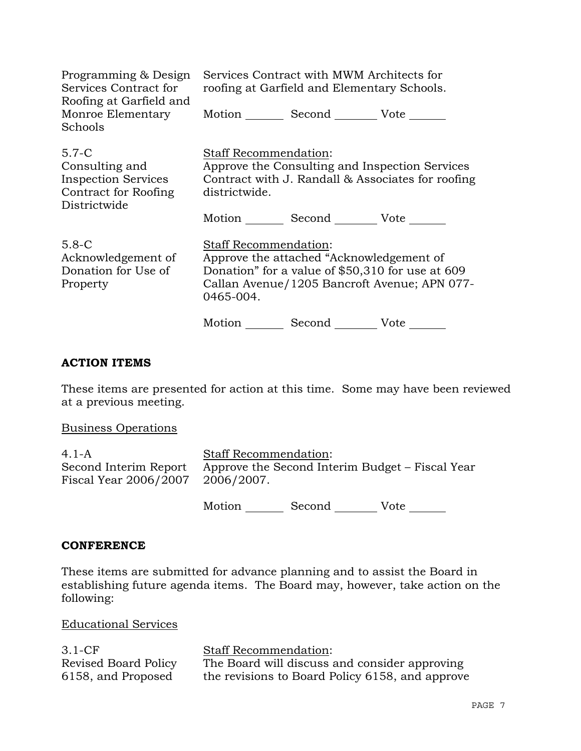Programming & Design Services Contract for Roofing at Garfield and Monroe Elementary Schools

Services Contract with MWM Architects for roofing at Garfield and Elementary Schools.

Motion _______ Second ________ Vote _______

5.7-C
Consulting and Inspection Services Contract for Roofing Districtwide

Staff Recommendation:
Approve the Consulting and Inspection Services Contract with J. Randall & Associates for roofing districtwide.

Motion _______ Second ________ Vote _______

5.8-C
Acknowledgement of Donation for Use of Property

Staff Recommendation:
Approve the attached "Acknowledgement of Donation" for a value of $50,310 for use at 609 Callan Avenue/1205 Bancroft Avenue; APN 077-0465-004.

Motion _______ Second ________ Vote _______

## ACTION ITEMS

These items are presented for action at this time. Some may have been reviewed at a previous meeting.

Business Operations

4.1-A
Second Interim Report Fiscal Year 2006/2007

Staff Recommendation:
Approve the Second Interim Budget – Fiscal Year 2006/2007.

Motion _______ Second ________ Vote _______

## CONFERENCE

These items are submitted for advance planning and to assist the Board in establishing future agenda items. The Board may, however, take action on the following:

Educational Services

3.1-CF
Revised Board Policy 6158, and Proposed

Staff Recommendation:
The Board will discuss and consider approving the revisions to Board Policy 6158, and approve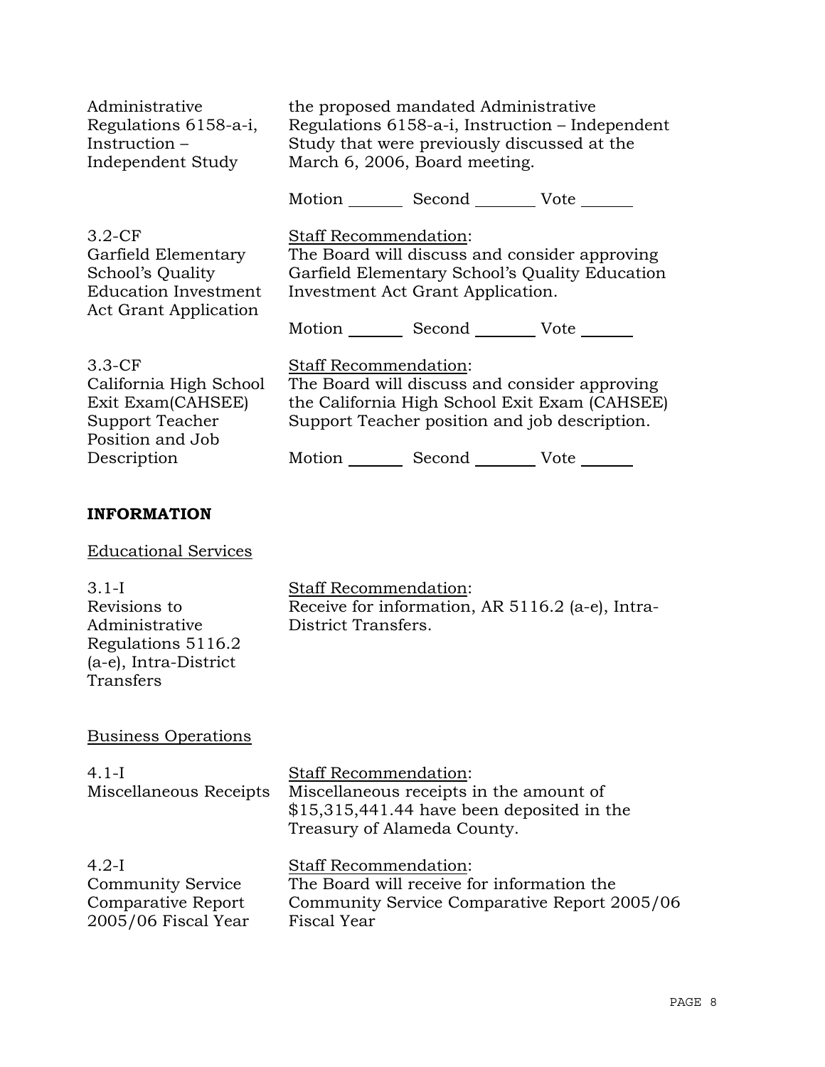| | |
|---|---|
| Administrative Regulations 6158-a-i, Instruction – Independent Study | the proposed mandated Administrative Regulations 6158-a-i, Instruction – Independent Study that were previously discussed at the March 6, 2006, Board meeting.<br><br>Motion _______ Second _______ Vote ______ |
| 3.2-CF<br>Garfield Elementary School's Quality Education Investment Act Grant Application | Staff Recommendation:<br>The Board will discuss and consider approving Garfield Elementary School's Quality Education Investment Act Grant Application.<br><br>Motion _______ Second _______ Vote ______ |
| 3.3-CF<br>California High School Exit Exam(CAHSEE) Support Teacher Position and Job Description | Staff Recommendation:<br>The Board will discuss and consider approving the California High School Exit Exam (CAHSEE) Support Teacher position and job description.<br><br>Motion _______ Second _______ Vote ______ |

**INFORMATION**

Educational Services

| | |
|---|---|
| 3.1-I<br>Revisions to Administrative Regulations 5116.2 (a-e), Intra-District Transfers | Staff Recommendation:<br>Receive for information, AR 5116.2 (a-e), Intra-District Transfers. |

Business Operations

| | |
|---|---|
| 4.1-I<br>Miscellaneous Receipts | Staff Recommendation:<br>Miscellaneous receipts in the amount of $15,315,441.44 have been deposited in the Treasury of Alameda County. |
| 4.2-I<br>Community Service Comparative Report 2005/06 Fiscal Year | Staff Recommendation:<br>The Board will receive for information the Community Service Comparative Report 2005/06 Fiscal Year |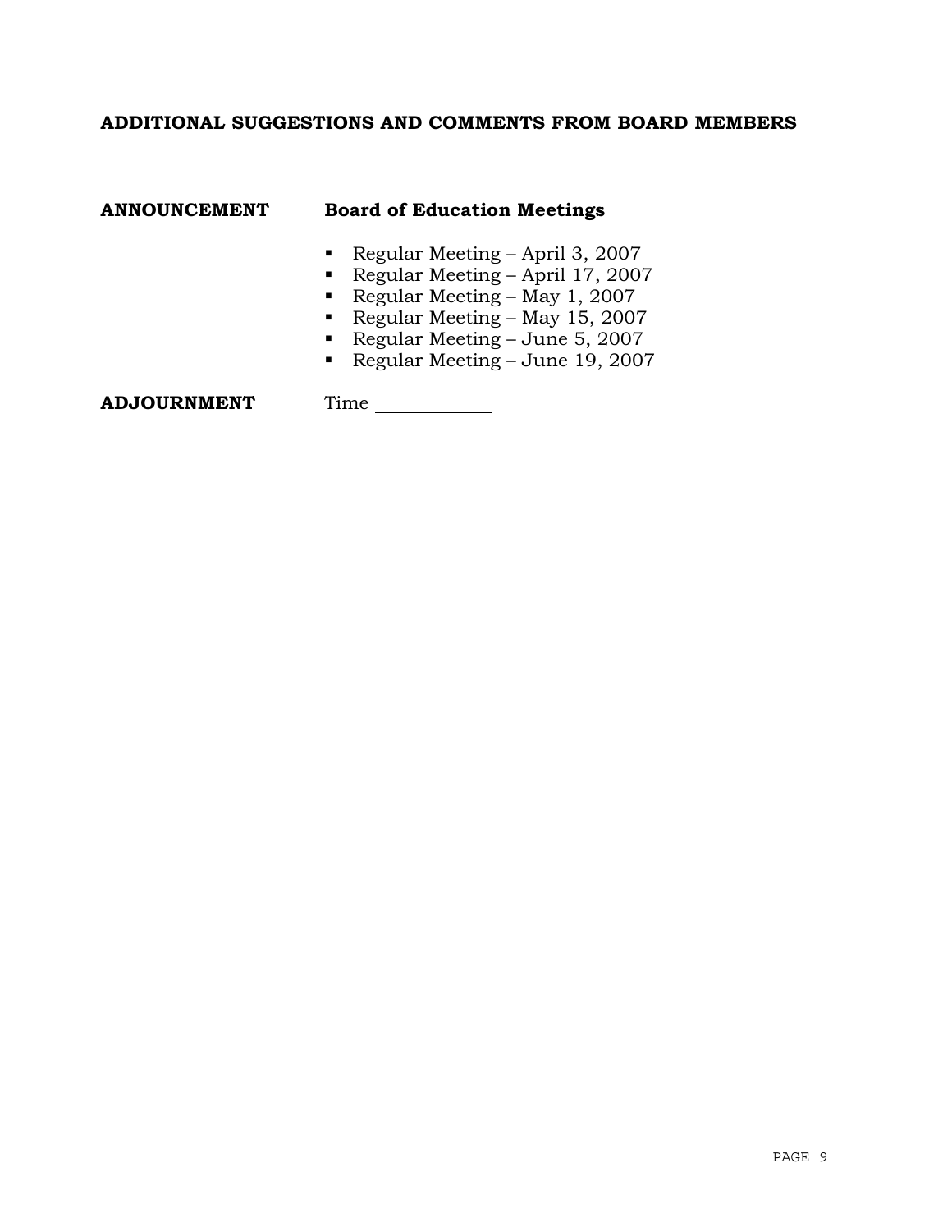**ADDITIONAL SUGGESTIONS AND COMMENTS FROM BOARD MEMBERS**

**ANNOUNCEMENT** **Board of Education Meetings**

- Regular Meeting – April 3, 2007
- Regular Meeting – April 17, 2007
- Regular Meeting – May 1, 2007
- Regular Meeting – May 15, 2007
- Regular Meeting – June 5, 2007
- Regular Meeting – June 19, 2007

**ADJOURNMENT** Time ___________